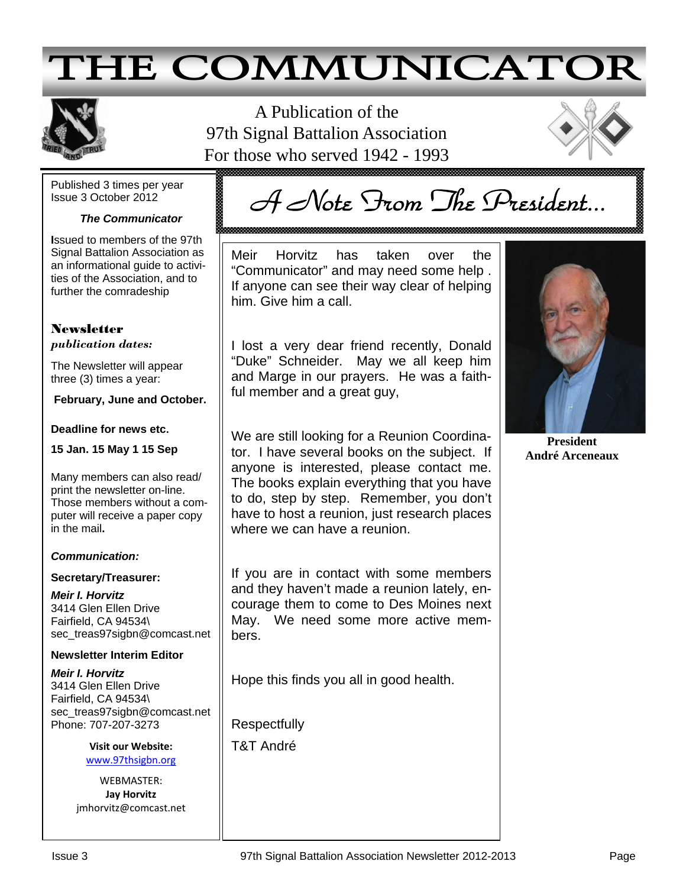# THE COMMUNICATOR

A Publication of the
97th Signal Battalion Association
For those who served 1942 - 1993

Published 3 times per year
Issue 3 October 2012

***The Communicator***

**I**ssued to members of the 97th Signal Battalion Association as an informational guide to activities of the Association, and to further the comradeship

**Newsletter**
***publication dates:***

The Newsletter will appear three (3) times a year:

**February, June and October.**

**Deadline for news etc.**

**15 Jan. 15 May 1 15 Sep**

Many members can also read/print the newsletter on-line. Those members without a computer will receive a paper copy in the mail**.**

***Communication:***

**Secretary/Treasurer:**

***Meir I. Horvitz***
3414 Glen Ellen Drive
Fairfield, CA 94534\
sec_treas97sigbn@comcast.net

**Newsletter Interim Editor**

***Meir I. Horvitz***
3414 Glen Ellen Drive
Fairfield, CA 94534\
sec_treas97sigbn@comcast.net
Phone: 707-207-3273

**Visit our Website:**
www.97thsigbn.org

WEBMASTER:
**Jay Horvitz**
jmhorvitz@comcast.net

## A Note From The President...

Meir Horvitz has taken over the "Communicator" and may need some help . If anyone can see their way clear of helping him. Give him a call.

I lost a very dear friend recently, Donald "Duke" Schneider. May we all keep him and Marge in our prayers. He was a faithful member and a great guy,

We are still looking for a Reunion Coordinator. I have several books on the subject. If anyone is interested, please contact me. The books explain everything that you have to do, step by step. Remember, you don't have to host a reunion, just research places where we can have a reunion.

If you are in contact with some members and they haven't made a reunion lately, encourage them to come to Des Moines next May. We need some more active members.

Hope this finds you all in good health.

Respectfully
T&T André

**President**
**André Arceneaux**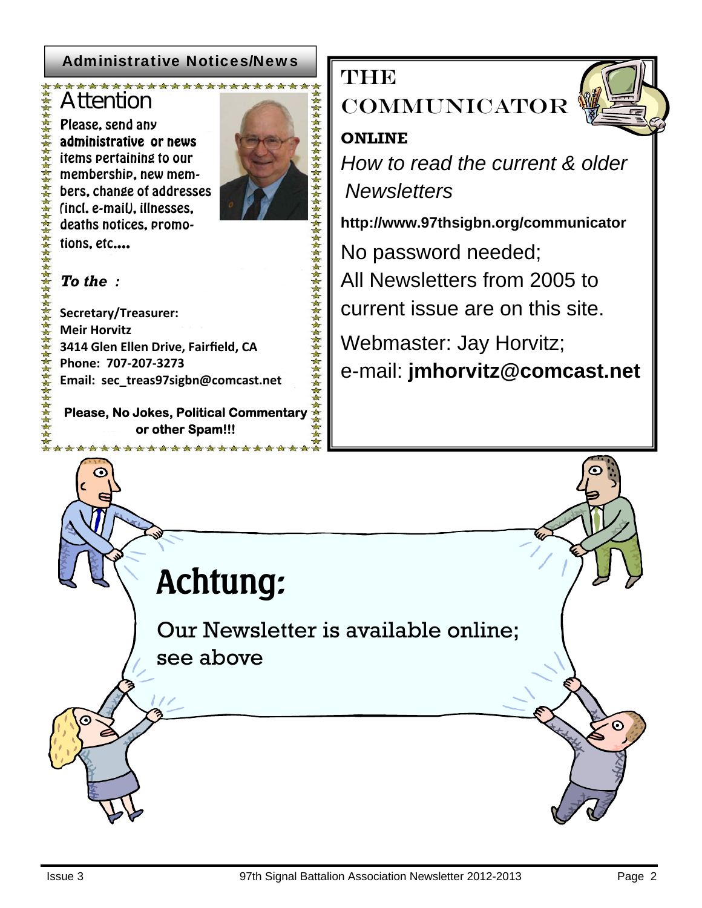## Administrative Notices/News

### Attention

Please, send any **administrative or news** items pertaining to our membership, new members, change of addresses (incl. e-mail), illnesses, deaths notices, promotions, etc....

***To the :***

**Secretary/Treasurer:**
**Meir Horvitz**
**3414 Glen Ellen Drive, Fairfield, CA**
**Phone: 707-207-3273**
**Email: sec_treas97sigbn@comcast.net**

**Please, No Jokes, Political Commentary or other Spam!!!**

## THE COMMUNICATOR

**ONLINE**

*How to read the current & older Newsletters*

**http://www.97thsigbn.org/communicator**

No password needed;
All Newsletters from 2005 to current issue are on this site.

Webmaster: Jay Horvitz;
e-mail: **jmhorvitz@comcast.net**

## Achtung:

Our Newsletter is available online; see above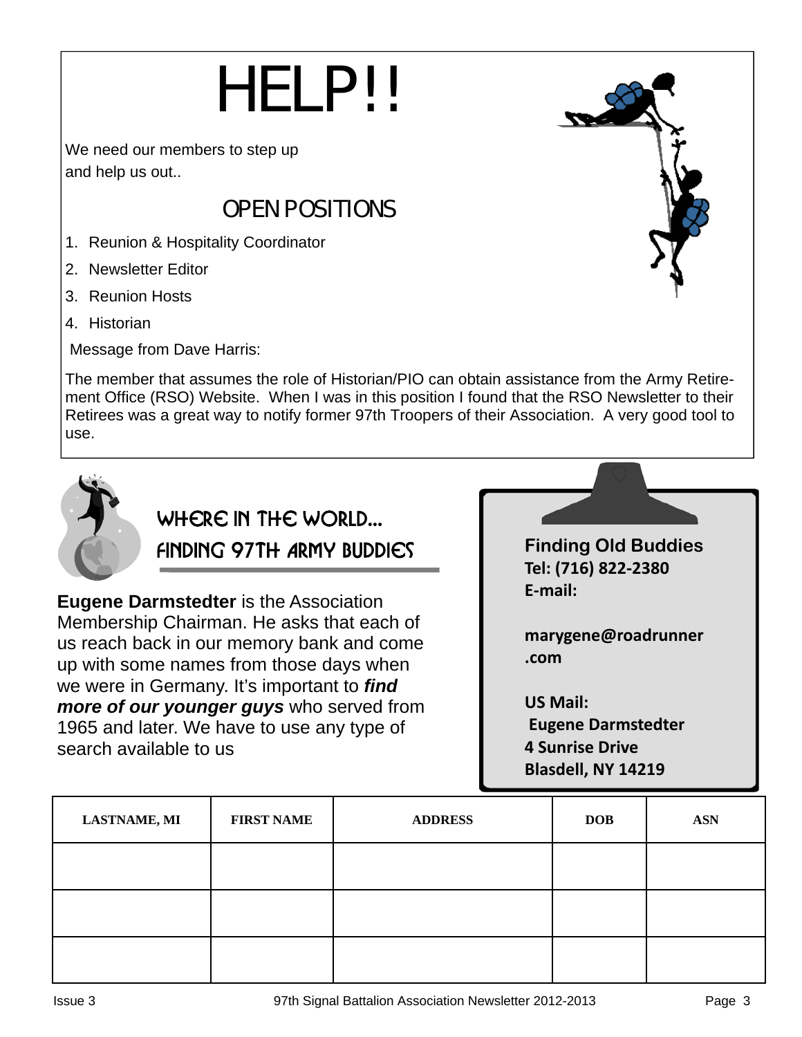# HELP!!

We need our members to step up
and help us out..

## OPEN POSITIONS

1. Reunion & Hospitality Coordinator
2. Newsletter Editor
3. Reunion Hosts
4. Historian

Message from Dave Harris:

The member that assumes the role of Historian/PIO can obtain assistance from the Army Retirement Office (RSO) Website. When I was in this position I found that the RSO Newsletter to their Retirees was a great way to notify former 97th Troopers of their Association. A very good tool to use.

## WHERE IN THE WORLD...
## FINDING 97TH ARMY BUDDIES

**Eugene Darmstedter** is the Association Membership Chairman. He asks that each of us reach back in our memory bank and come up with some names from those days when we were in Germany. It's important to ***find more of our younger guys*** who served from 1965 and later. We have to use any type of search available to us

**Finding Old Buddies**
**Tel: (716) 822-2380**
**E-mail:**

**marygene@roadrunner.com**

**US Mail:**
**Eugene Darmstedter**
**4 Sunrise Drive**
**Blasdell, NY 14219**

| LASTNAME, MI | FIRST NAME | ADDRESS | DOB | ASN |
|---|---|---|---|---|
| | | | | |
| | | | | |
| | | | | |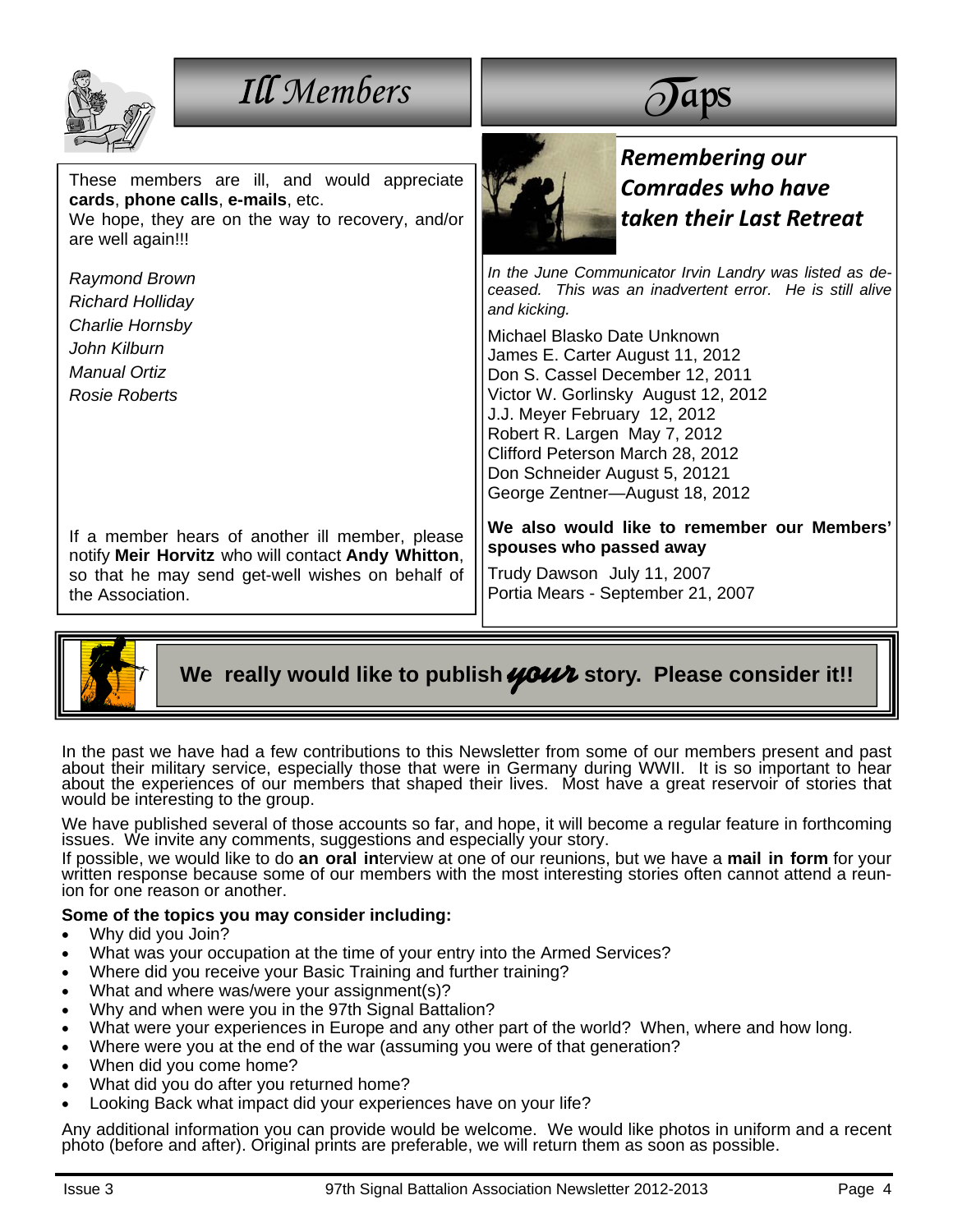## *Ill Members*

These members are ill, and would appreciate **cards**, **phone calls**, **e-mails**, etc.
We hope, they are on the way to recovery, and/or are well again!!!

*Raymond Brown*
*Richard Holliday*
*Charlie Hornsby*
*John Kilburn*
*Manual Ortiz*
*Rosie Roberts*

If a member hears of another ill member, please notify **Meir Horvitz** who will contact **Andy Whitton**, so that he may send get-well wishes on behalf of the Association.

## *Taps*

### *Remembering our Comrades who have taken their Last Retreat*

*In the June Communicator Irvin Landry was listed as deceased. This was an inadvertent error. He is still alive and kicking.*

Michael Blasko Date Unknown
James E. Carter August 11, 2012
Don S. Cassel December 12, 2011
Victor W. Gorlinsky August 12, 2012
J.J. Meyer February 12, 2012
Robert R. Largen May 7, 2012
Clifford Peterson March 28, 2012
Don Schneider August 5, 20121
George Zentner—August 18, 2012

**We also would like to remember our Members' spouses who passed away**

Trudy Dawson July 11, 2007
Portia Mears - September 21, 2007

## We really would like to publish *your* story. Please consider it!!

In the past we have had a few contributions to this Newsletter from some of our members present and past about their military service, especially those that were in Germany during WWII. It is so important to hear about the experiences of our members that shaped their lives. Most have a great reservoir of stories that would be interesting to the group.

We have published several of those accounts so far, and hope, it will become a regular feature in forthcoming issues. We invite any comments, suggestions and especially your story.

If possible, we would like to do **an oral in**terview at one of our reunions, but we have a **mail in form** for your written response because some of our members with the most interesting stories often cannot attend a reunion for one reason or another.

**Some of the topics you may consider including:**

- Why did you Join?
- What was your occupation at the time of your entry into the Armed Services?
- Where did you receive your Basic Training and further training?
- What and where was/were your assignment(s)?
- Why and when were you in the 97th Signal Battalion?
- What were your experiences in Europe and any other part of the world? When, where and how long.
- Where were you at the end of the war (assuming you were of that generation?
- When did you come home?
- What did you do after you returned home?
- Looking Back what impact did your experiences have on your life?

Any additional information you can provide would be welcome. We would like photos in uniform and a recent photo (before and after). Original prints are preferable, we will return them as soon as possible.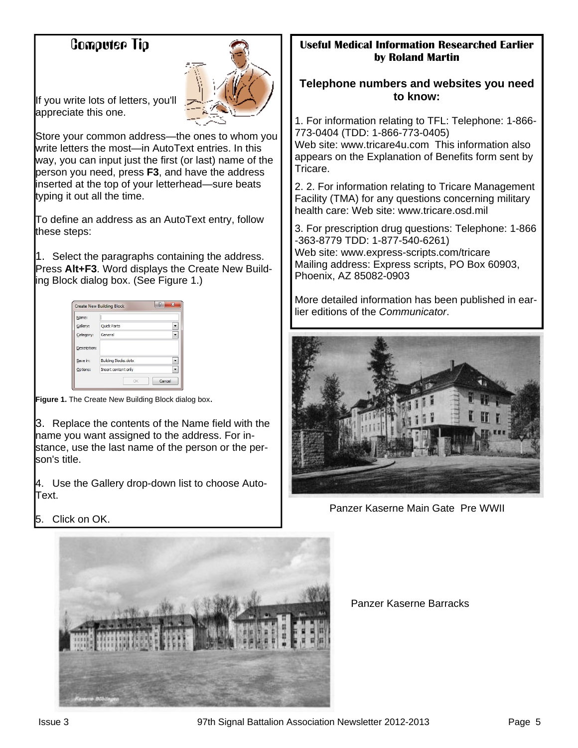## Computer Tip

If you write lots of letters, you'll appreciate this one.

Store your common address—the ones to whom you write letters the most—in AutoText entries. In this way, you can input just the first (or last) name of the person you need, press **F3**, and have the address inserted at the top of your letterhead—sure beats typing it out all the time.

To define an address as an AutoText entry, follow these steps:

1. Select the paragraphs containing the address. Press **Alt+F3**. Word displays the Create New Building Block dialog box. (See Figure 1.)

**Figure 1.** The Create New Building Block dialog box**.**

3. Replace the contents of the Name field with the name you want assigned to the address. For instance, use the last name of the person or the person's title.

4. Use the Gallery drop-down list to choose AutoText.

5. Click on OK.

## Useful Medical Information Researched Earlier by Roland Martin

### Telephone numbers and websites you need to know:

1. For information relating to TFL: Telephone: 1-866-773-0404 (TDD: 1-866-773-0405)
Web site: www.tricare4u.com This information also appears on the Explanation of Benefits form sent by Tricare.

2. 2. For information relating to Tricare Management Facility (TMA) for any questions concerning military health care: Web site: www.tricare.osd.mil

3. For prescription drug questions: Telephone: 1-866-363-8779 TDD: 1-877-540-6261)
Web site: www.express-scripts.com/tricare
Mailing address: Express scripts, PO Box 60903, Phoenix, AZ 85082-0903

More detailed information has been published in earlier editions of the *Communicator*.

Panzer Kaserne Main Gate Pre WWII

Panzer Kaserne Barracks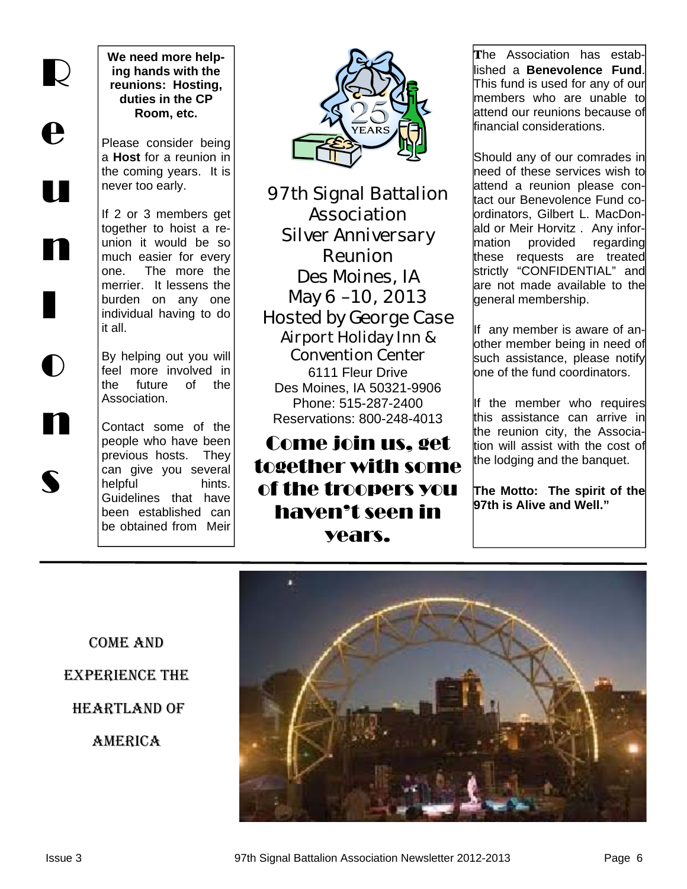# Reunions

**We need more helping hands with the reunions: Hosting, duties in the CP Room, etc.**

Please consider being a **Host** for a reunion in the coming years. It is never too early.

If 2 or 3 members get together to hoist a reunion it would be so much easier for every one. The more the merrier. It lessens the burden on any one individual having to do it all.

By helping out you will feel more involved in the future of the Association.

Contact some of the people who have been previous hosts. They can give you several helpful hints. Guidelines that have been established can be obtained from Meir

## 97th Signal Battalion Association Silver Anniversary Reunion

Des Moines, IA
May 6 –10, 2013
Hosted by George Case
Airport Holiday Inn & Convention Center
6111 Fleur Drive
Des Moines, IA 50321-9906
Phone: 515-287-2400
Reservations: 800-248-4013

**Come join us, get together with some of the troopers you haven't seen in years.**

The Association has established a **Benevolence Fund**. This fund is used for any of our members who are unable to attend our reunions because of financial considerations.

Should any of our comrades in need of these services wish to attend a reunion please contact our Benevolence Fund coordinators, Gilbert L. MacDonald or Meir Horvitz . Any information provided regarding these requests are treated strictly "CONFIDENTIAL" and are not made available to the general membership.

If any member is aware of another member being in need of such assistance, please notify one of the fund coordinators.

If the member who requires this assistance can arrive in the reunion city, the Association will assist with the cost of the lodging and the banquet.

**The Motto: The spirit of the 97th is Alive and Well."**

COME AND EXPERIENCE THE HEARTLAND OF AMERICA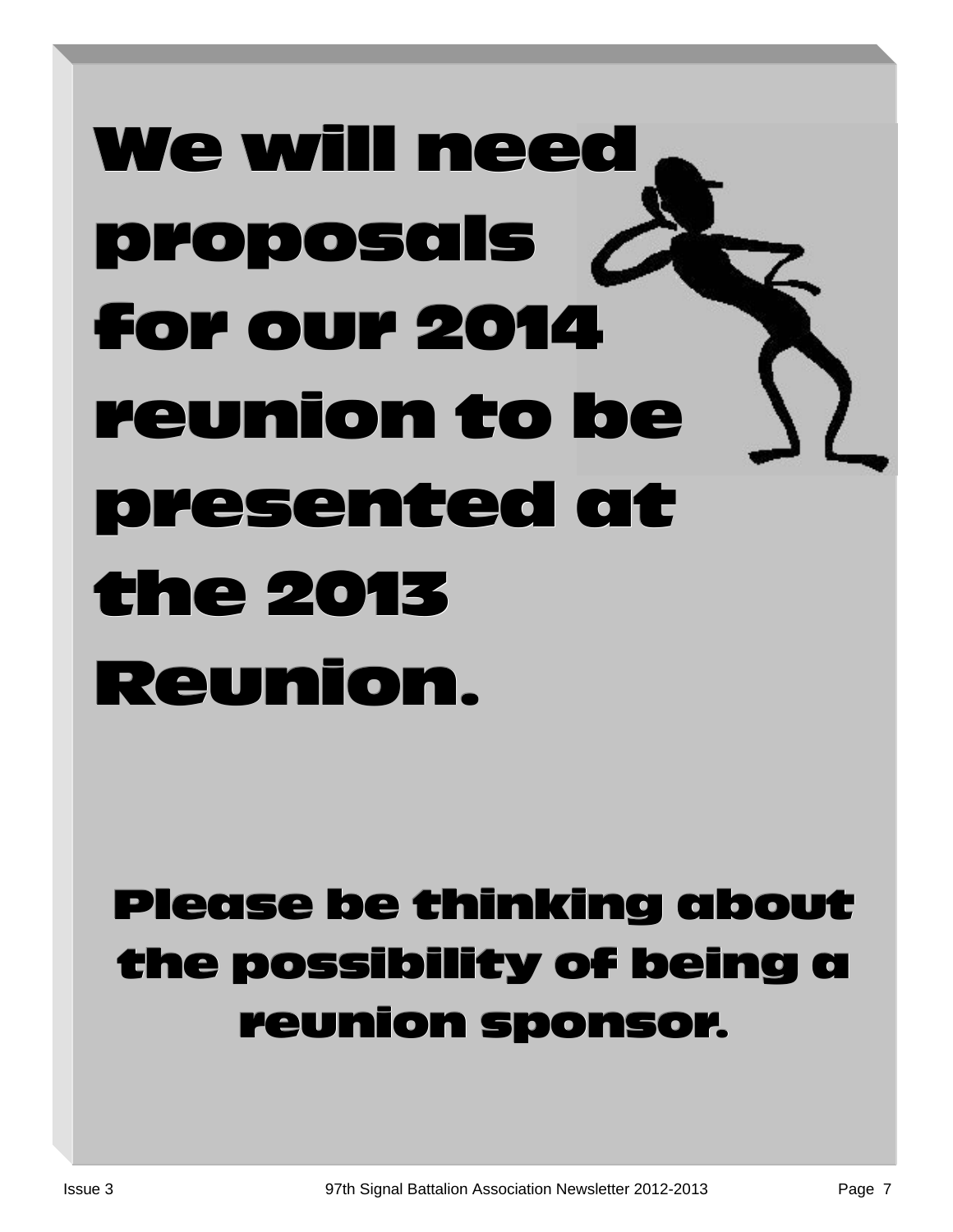# We will need proposals for our 2014 reunion to be presented at the 2013 Reunion.

## Please be thinking about the possibility of being a reunion sponsor.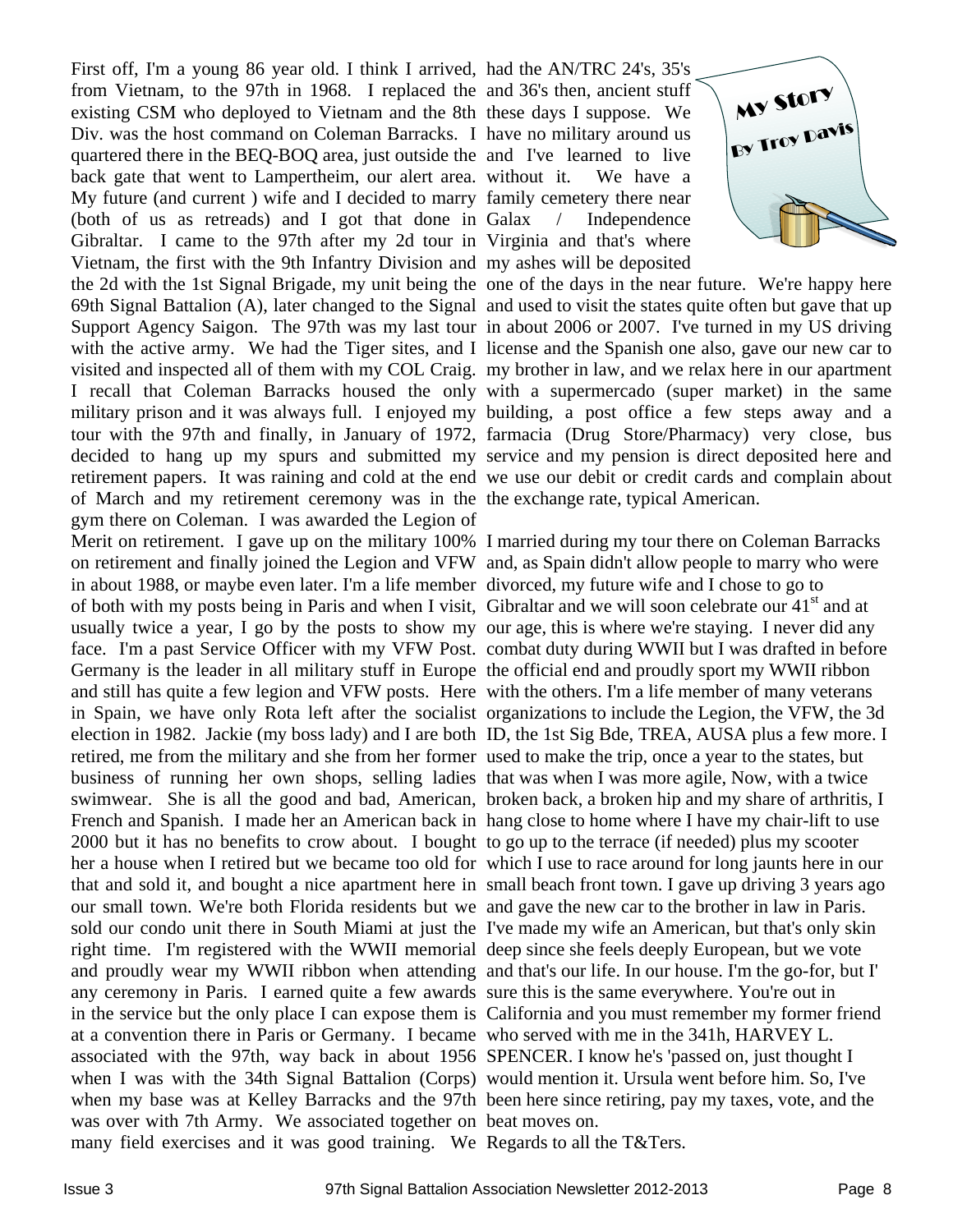## My Story

### By Troy Davis

First off, I'm a young 86 year old. I think I arrived, from Vietnam, to the 97th in 1968. I replaced the existing CSM who deployed to Vietnam and the 8th Div. was the host command on Coleman Barracks. I quartered there in the BEQ-BOQ area, just outside the back gate that went to Lampertheim, our alert area. My future (and current ) wife and I decided to marry (both of us as retreads) and I got that done in Gibraltar. I came to the 97th after my 2d tour in Vietnam, the first with the 9th Infantry Division and the 2d with the 1st Signal Brigade, my unit being the 69th Signal Battalion (A), later changed to the Signal Support Agency Saigon. The 97th was my last tour with the active army. We had the Tiger sites, and I visited and inspected all of them with my COL Craig. I recall that Coleman Barracks housed the only military prison and it was always full. I enjoyed my tour with the 97th and finally, in January of 1972, decided to hang up my spurs and submitted my retirement papers. It was raining and cold at the end of March and my retirement ceremony was in the gym there on Coleman. I was awarded the Legion of Merit on retirement. I gave up on the military 100% on retirement and finally joined the Legion and VFW in about 1988, or maybe even later. I'm a life member of both with my posts being in Paris and when I visit, usually twice a year, I go by the posts to show my face. I'm a past Service Officer with my VFW Post. Germany is the leader in all military stuff in Europe and still has quite a few legion and VFW posts. Here in Spain, we have only Rota left after the socialist election in 1982. Jackie (my boss lady) and I are both retired, me from the military and she from her former business of running her own shops, selling ladies swimwear. She is all the good and bad, American, French and Spanish. I made her an American back in 2000 but it has no benefits to crow about. I bought her a house when I retired but we became too old for that and sold it, and bought a nice apartment here in our small town. We're both Florida residents but we sold our condo unit there in South Miami at just the right time. I'm registered with the WWII memorial and proudly wear my WWII ribbon when attending any ceremony in Paris. I earned quite a few awards in the service but the only place I can expose them is at a convention there in Paris or Germany. I became associated with the 97th, way back in about 1956 when I was with the 34th Signal Battalion (Corps) when my base was at Kelley Barracks and the 97th was over with 7th Army. We associated together on many field exercises and it was good training. We had the AN/TRC 24's, 35's and 36's then, ancient stuff these days I suppose. We have no military around us and I've learned to live without it. We have a family cemetery there near Galax / Independence Virginia and that's where my ashes will be deposited one of the days in the near future. We're happy here and used to visit the states quite often but gave that up in about 2006 or 2007. I've turned in my US driving license and the Spanish one also, gave our new car to my brother in law, and we relax here in our apartment with a supermercado (super market) in the same building, a post office a few steps away and a farmacia (Drug Store/Pharmacy) very close, bus service and my pension is direct deposited here and we use our debit or credit cards and complain about the exchange rate, typical American.

I married during my tour there on Coleman Barracks and, as Spain didn't allow people to marry who were divorced, my future wife and I chose to go to Gibraltar and we will soon celebrate our 41st and at our age, this is where we're staying. I never did any combat duty during WWII but I was drafted in before the official end and proudly sport my WWII ribbon with the others. I'm a life member of many veterans organizations to include the Legion, the VFW, the 3d ID, the 1st Sig Bde, TREA, AUSA plus a few more. I used to make the trip, once a year to the states, but that was when I was more agile, Now, with a twice broken back, a broken hip and my share of arthritis, I hang close to home where I have my chair-lift to use to go up to the terrace (if needed) plus my scooter which I use to race around for long jaunts here in our small beach front town. I gave up driving 3 years ago and gave the new car to the brother in law in Paris. I've made my wife an American, but that's only skin deep since she feels deeply European, but we vote and that's our life. In our house. I'm the go-for, but I' sure this is the same everywhere. You're out in California and you must remember my former friend who served with me in the 341h, HARVEY L. SPENCER. I know he's 'passed on, just thought I would mention it. Ursula went before him. So, I've been here since retiring, pay my taxes, vote, and the beat moves on.

Regards to all the T&Ters.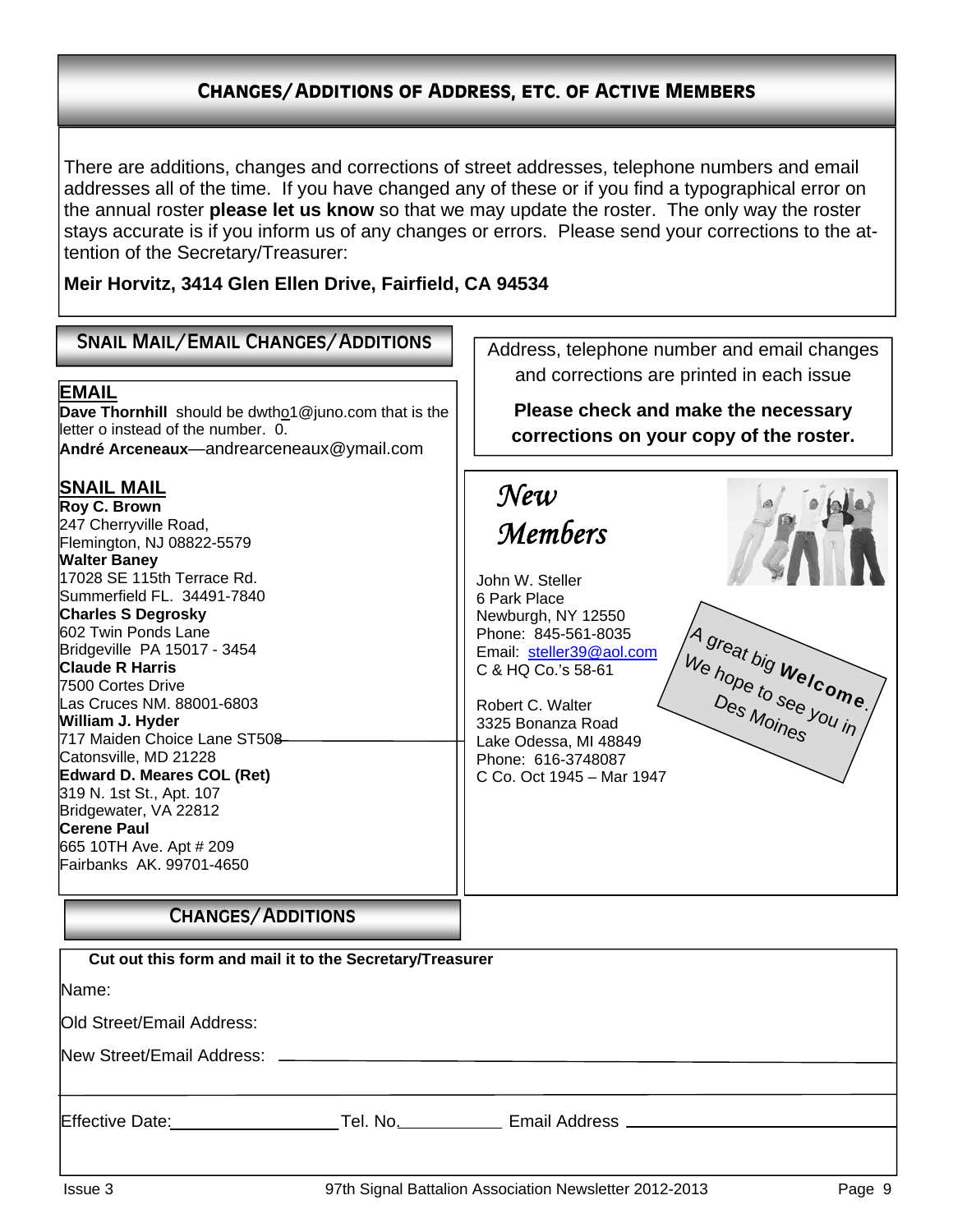## Changes/Additions of Address, etc. of Active Members

There are additions, changes and corrections of street addresses, telephone numbers and email addresses all of the time. If you have changed any of these or if you find a typographical error on the annual roster **please let us know** so that we may update the roster. The only way the roster stays accurate is if you inform us of any changes or errors. Please send your corrections to the attention of the Secretary/Treasurer:

**Meir Horvitz, 3414 Glen Ellen Drive, Fairfield, CA 94534**

### Snail Mail/Email Changes/Additions

**EMAIL**

**Dave Thornhill** should be dwtho1@juno.com that is the letter o instead of the number. 0.

**André Arceneaux**—andrearceneaux@ymail.com

**SNAIL MAIL**

**Roy C. Brown**
247 Cherryville Road,
Flemington, NJ 08822-5579

**Walter Baney**
17028 SE 115th Terrace Rd.
Summerfield FL. 34491-7840

**Charles S Degrosky**
602 Twin Ponds Lane
Bridgeville PA 15017 - 3454

**Claude R Harris**
7500 Cortes Drive
Las Cruces NM. 88001-6803

**William J. Hyder**
717 Maiden Choice Lane ST508
Catonsville, MD 21228

**Edward D. Meares COL (Ret)**
319 N. 1st St., Apt. 107
Bridgewater, VA 22812

**Cerene Paul**
665 10TH Ave. Apt # 209
Fairbanks AK. 99701-4650

Address, telephone number and email changes and corrections are printed in each issue

**Please check and make the necessary corrections on your copy of the roster.**

### *New Members*

John W. Steller
6 Park Place
Newburgh, NY 12550
Phone: 845-561-8035
Email: steller39@aol.com
C & HQ Co.'s 58-61

Robert C. Walter
3325 Bonanza Road
Lake Odessa, MI 48849
Phone: 616-3748087
C Co. Oct 1945 – Mar 1947

A great big **Welcome**. We hope to see you in Des Moines

### Changes/Additions

**Cut out this form and mail it to the Secretary/Treasurer**

Name:

Old Street/Email Address:

New Street/Email Address: \_\_\_\_\_\_\_\_\_\_\_\_\_\_\_\_\_\_\_\_

Effective Date:\_\_\_\_\_\_\_\_\_\_\_\_ Tel. No.\_\_\_\_\_\_\_\_ Email Address \_\_\_\_\_\_\_\_\_\_\_\_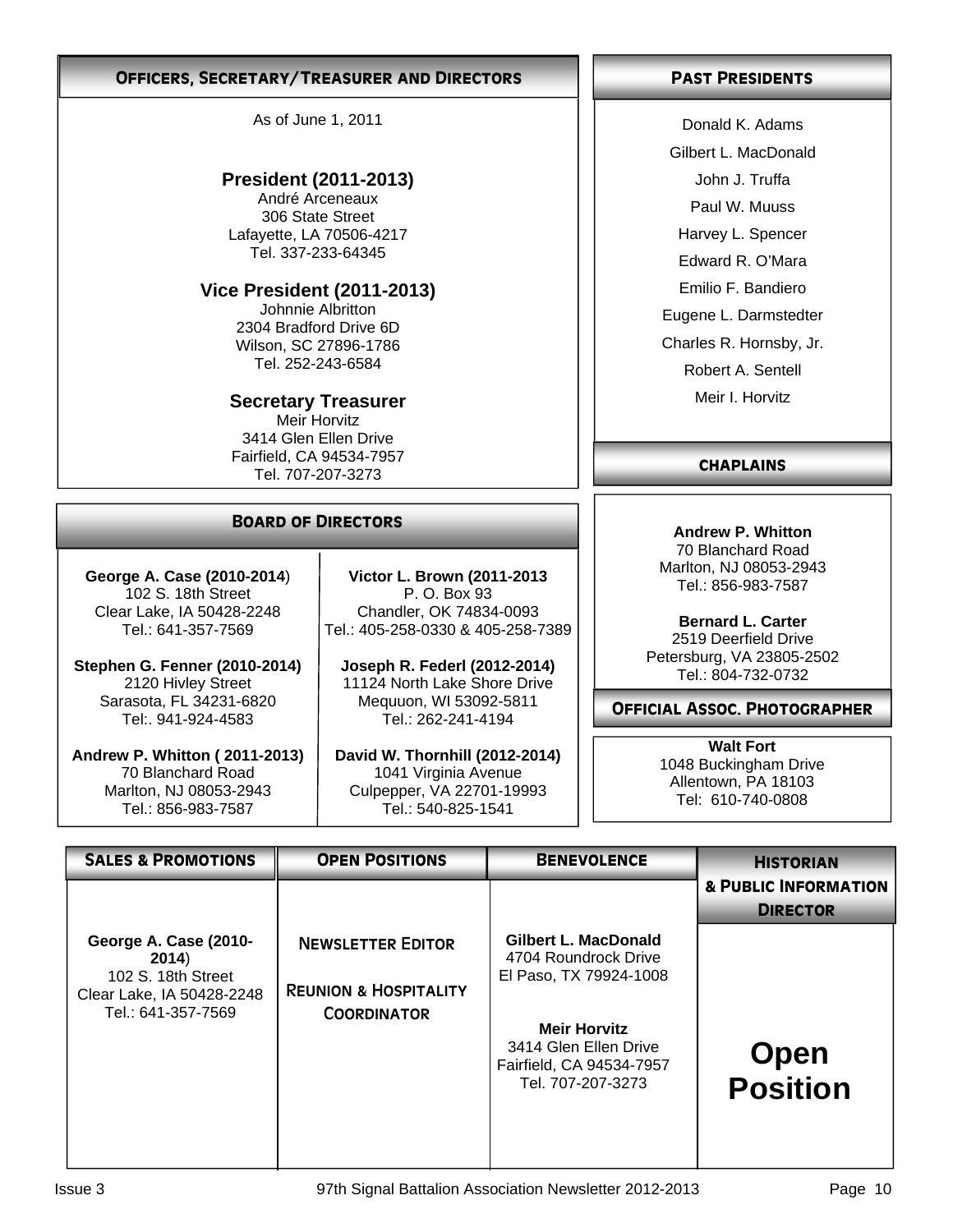## Officers, Secretary/Treasurer and Directors

As of June 1, 2011

**President (2011-2013)**
André Arceneaux
306 State Street
Lafayette, LA 70506-4217
Tel. 337-233-64345

**Vice President (2011-2013)**
Johnnie Albritton
2304 Bradford Drive 6D
Wilson, SC 27896-1786
Tel. 252-243-6584

**Secretary Treasurer**
Meir Horvitz
3414 Glen Ellen Drive
Fairfield, CA 94534-7957
Tel. 707-207-3273

## Board of Directors

**George A. Case (2010-2014)**
102 S. 18th Street
Clear Lake, IA 50428-2248
Tel.: 641-357-7569

**Stephen G. Fenner (2010-2014)**
2120 Hivley Street
Sarasota, FL 34231-6820
Tel:. 941-924-4583

**Andrew P. Whitton ( 2011-2013)**
70 Blanchard Road
Marlton, NJ 08053-2943
Tel.: 856-983-7587

**Victor L. Brown (2011-2013**
P. O. Box 93
Chandler, OK 74834-0093
Tel.: 405-258-0330 & 405-258-7389

**Joseph R. Federl (2012-2014)**
11124 North Lake Shore Drive
Mequuon, WI 53092-5811
Tel.: 262-241-4194

**David W. Thornhill (2012-2014)**
1041 Virginia Avenue
Culpepper, VA 22701-19993
Tel.: 540-825-1541

## Past Presidents

Donald K. Adams
Gilbert L. MacDonald
John J. Truffa
Paul W. Muuss
Harvey L. Spencer
Edward R. O'Mara
Emilio F. Bandiero
Eugene L. Darmstedter
Charles R. Hornsby, Jr.
Robert A. Sentell
Meir I. Horvitz

## Chaplains

**Andrew P. Whitton**
70 Blanchard Road
Marlton, NJ 08053-2943
Tel.: 856-983-7587

**Bernard L. Carter**
2519 Deerfield Drive
Petersburg, VA 23805-2502
Tel.: 804-732-0732

## Official Assoc. Photographer

**Walt Fort**
1048 Buckingham Drive
Allentown, PA 18103
Tel: 610-740-0808

## Sales & Promotions

**George A. Case (2010-2014)**
102 S. 18th Street
Clear Lake, IA 50428-2248
Tel.: 641-357-7569

## Open Positions

**Newsletter Editor**

**Reunion & Hospitality Coordinator**

## Benevolence

**Gilbert L. MacDonald**
4704 Roundrock Drive
El Paso, TX 79924-1008

**Meir Horvitz**
3414 Glen Ellen Drive
Fairfield, CA 94534-7957
Tel. 707-207-3273

## Historian & Public Information Director

**Open Position**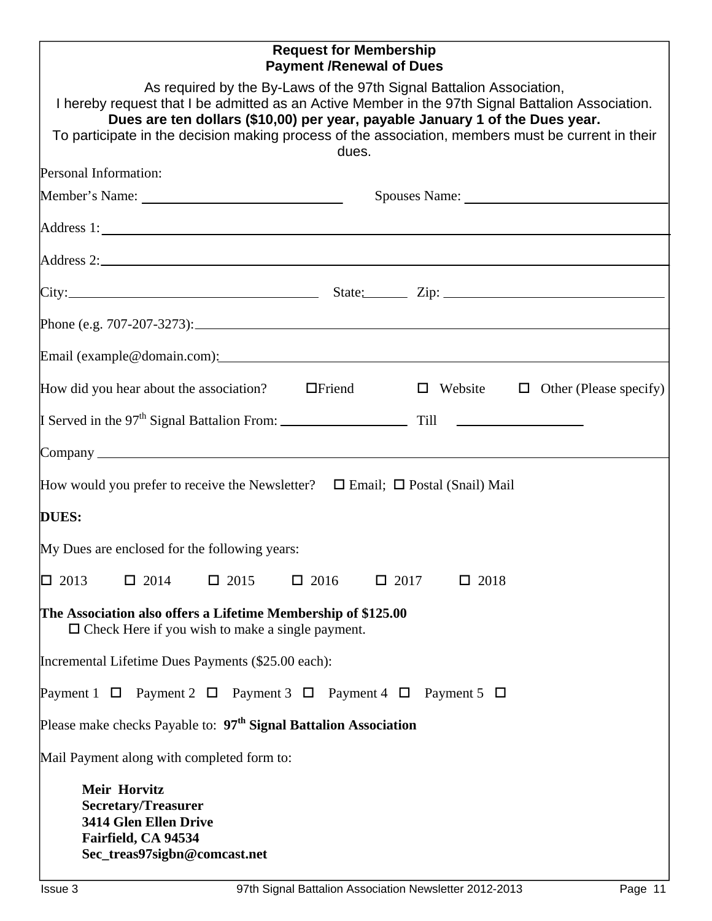## Request for Membership
## Payment /Renewal of Dues

As required by the By-Laws of the 97th Signal Battalion Association,
I hereby request that I be admitted as an Active Member in the 97th Signal Battalion Association.
**Dues are ten dollars ($10,00) per year, payable January 1 of the Dues year.**
To participate in the decision making process of the association, members must be current in their dues.

Personal Information:

Member's Name: ______________________ Spouses Name: ______________________

Address 1: ____________________________________________

Address 2: ____________________________________________

City: ______________________ State: ______ Zip: ______________________

Phone (e.g. 707-207-3273): ____________________________________________

Email (example@domain.com): ____________________________________________

How did you hear about the association? ☐ Friend ☐ Website ☐ Other (Please specify)

I Served in the 97th Signal Battalion From: ______________ Till ______________

Company ____________________________________________

How would you prefer to receive the Newsletter? ☐ Email; ☐ Postal (Snail) Mail

**DUES:**

My Dues are enclosed for the following years:

☐ 2013 ☐ 2014 ☐ 2015 ☐ 2016 ☐ 2017 ☐ 2018

**The Association also offers a Lifetime Membership of $125.00**

☐ Check Here if you wish to make a single payment.

Incremental Lifetime Dues Payments ($25.00 each):

Payment 1 ☐ Payment 2 ☐ Payment 3 ☐ Payment 4 ☐ Payment 5 ☐

Please make checks Payable to: **97th Signal Battalion Association**

Mail Payment along with completed form to:

**Meir Horvitz**
**Secretary/Treasurer**
**3414 Glen Ellen Drive**
**Fairfield, CA 94534**
**Sec_treas97sigbn@comcast.net**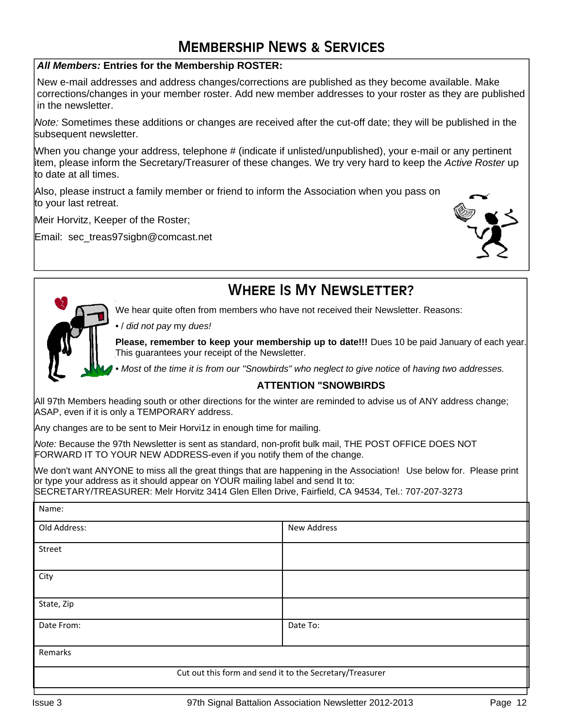# Membership News & Services

***All Members:* Entries for the Membership ROSTER:**

New e-mail addresses and address changes/corrections are published as they become available. Make corrections/changes in your member roster. Add new member addresses to your roster as they are published in the newsletter.

*Note:* Sometimes these additions or changes are received after the cut-off date; they will be published in the subsequent newsletter.

When you change your address, telephone # (indicate if unlisted/unpublished), your e-mail or any pertinent item, please inform the Secretary/Treasurer of these changes. We try very hard to keep the *Active Roster* up to date at all times.

Also, please instruct a family member or friend to inform the Association when you pass on to your last retreat.

Meir Horvitz, Keeper of the Roster;

Email: sec_treas97sigbn@comcast.net

## Where Is My Newsletter?

We hear quite often from members who have not received their Newsletter. Reasons:

• *I did not pay* my *dues!*

**Please, remember to keep your membership up to date!!!** Dues 10 be paid January of each year. This guarantees your receipt of the Newsletter.

• *Most* of *the time it is from our "Snowbirds" who neglect to give notice* of *having two addresses.*

**ATTENTION "SNOWBIRDS**

All 97th Members heading south or other directions for the winter are reminded to advise us of ANY address change; ASAP, even if it is only a TEMPORARY address.

Any changes are to be sent to Meir Horvi1z in enough time for mailing.

*Note:* Because the 97th Newsletter is sent as standard, non-profit bulk mail, THE POST OFFICE DOES NOT FORWARD IT TO YOUR NEW ADDRESS-even if you notify them of the change.

We don't want ANYONE to miss all the great things that are happening in the Association! Use below for. Please print or type your address as it should appear on YOUR mailing label and send It to:
SECRETARY/TREASURER: Melr Horvitz 3414 Glen Ellen Drive, Fairfield, CA 94534, Tel.: 707-207-3273

| Name: | |
|---|---|
| Old Address: | New Address |
| Street | |
| City | |
| State, Zip | |
| Date From: | Date To: |
| Remarks | |
| Cut out this form and send it to the Secretary/Treasurer | |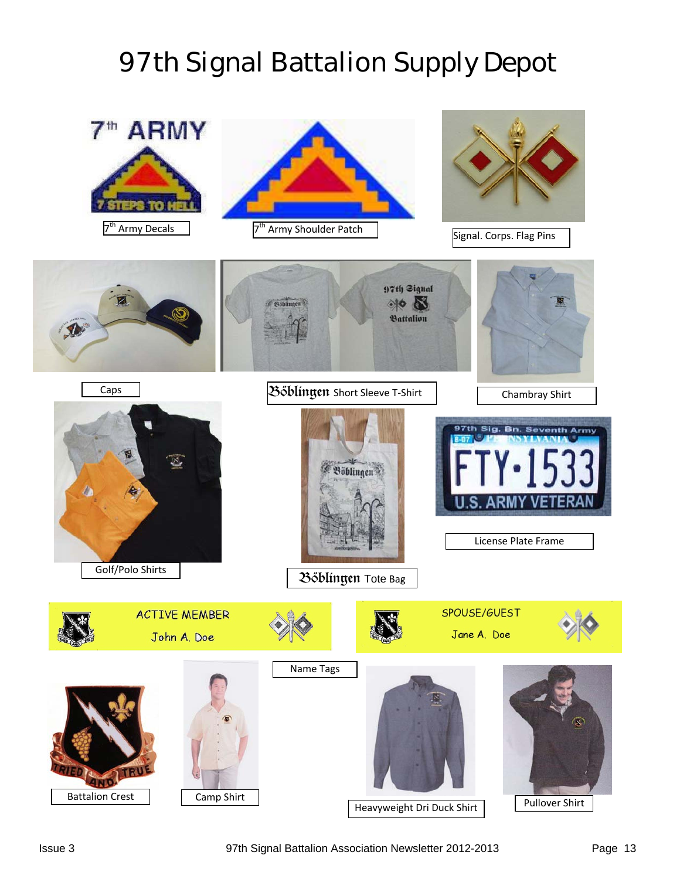# 97th Signal Battalion Supply Depot

7th Army Decals

7th Army Shoulder Patch

Signal. Corps. Flag Pins

Caps

Bőblingen Short Sleeve T-Shirt

Chambray Shirt

Golf/Polo Shirts

Bőblingen Tote Bag

License Plate Frame

ACTIVE MEMBER

John A. Doe

SPOUSE/GUEST

Jane A. Doe

Name Tags

Battalion Crest

Camp Shirt

Heavyweight Dri Duck Shirt

Pullover Shirt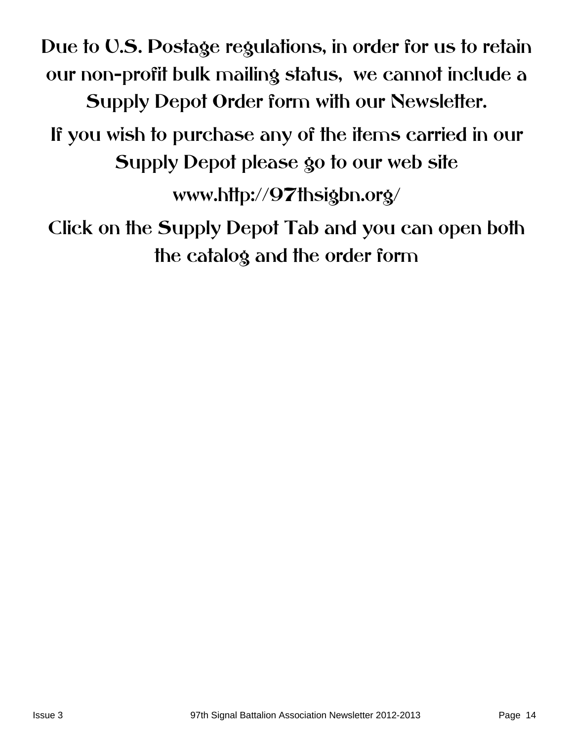**Due to U.S. Postage regulations, in order for us to retain our non-profit bulk mailing status, we cannot include a Supply Depot Order form with our Newsletter.**

**If you wish to purchase any of the items carried in our Supply Depot please go to our web site**

**www.http://97thsigbn.org/**

**Click on the Supply Depot Tab and you can open both the catalog and the order form**